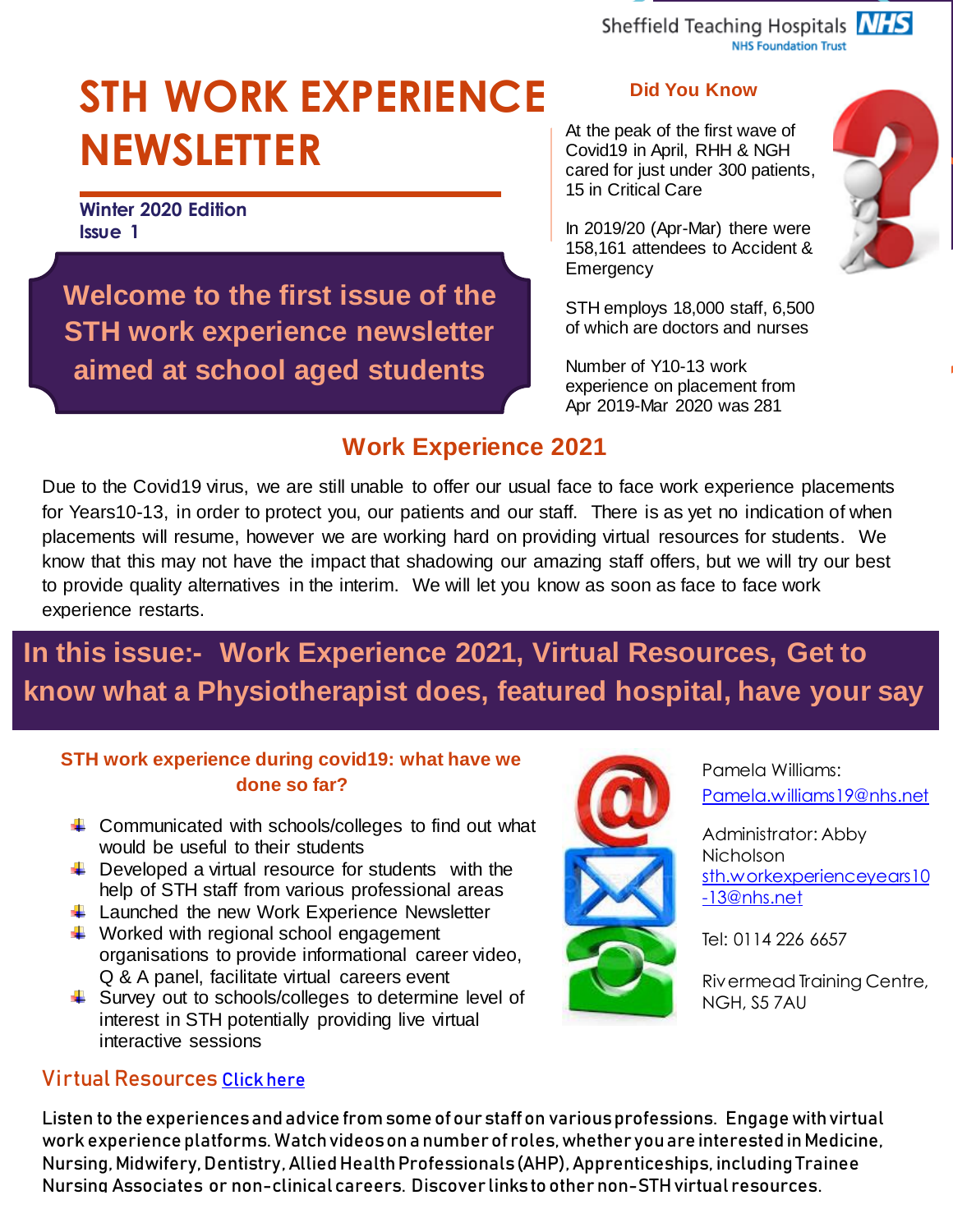Sheffield Teaching Hospitals NHS Foundation Trust

# STH WORK EXPERIENCE NEWSLETTER

**Winter 2020 Edition**
**Issue 1**

**Welcome to the first issue of the STH work experience newsletter aimed at school aged students**

## Did You Know

At the peak of the first wave of Covid19 in April, RHH & NGH cared for just under 300 patients, 15 in Critical Care

In 2019/20 (Apr-Mar) there were 158,161 attendees to Accident & Emergency

STH employs 18,000 staff, 6,500 of which are doctors and nurses

Number of Y10-13 work experience on placement from Apr 2019-Mar 2020 was 281

## Work Experience 2021

Due to the Covid19 virus, we are still unable to offer our usual face to face work experience placements for Years10-13, in order to protect you, our patients and our staff. There is as yet no indication of when placements will resume, however we are working hard on providing virtual resources for students. We know that this may not have the impact that shadowing our amazing staff offers, but we will try our best to provide quality alternatives in the interim. We will let you know as soon as face to face work experience restarts.

**In this issue:- Work Experience 2021, Virtual Resources, Get to know what a Physiotherapist does, featured hospital, have your say**

### STH work experience during covid19: what have we done so far?

- Communicated with schools/colleges to find out what would be useful to their students
- Developed a virtual resource for students with the help of STH staff from various professional areas
- Launched the new Work Experience Newsletter
- Worked with regional school engagement organisations to provide informational career video, Q & A panel, facilitate virtual careers event
- Survey out to schools/colleges to determine level of interest in STH potentially providing live virtual interactive sessions

Pamela Williams:
Pamela.williams19@nhs.net

Administrator: Abby Nicholson
sth.workexperienceyears10-13@nhs.net

Tel: 0114 226 6657

Rivermead Training Centre, NGH, S5 7AU

### Virtual Resources Click here

Listen to the experiences and advice from some of our staff on various professions. Engage with virtual work experience platforms. Watch videos on a number of roles, whether you are interested in Medicine, Nursing, Midwifery, Dentistry, Allied Health Professionals (AHP), Apprenticeships, including Trainee Nursing Associates or non-clinical careers. Discover links to other non-STH virtual resources.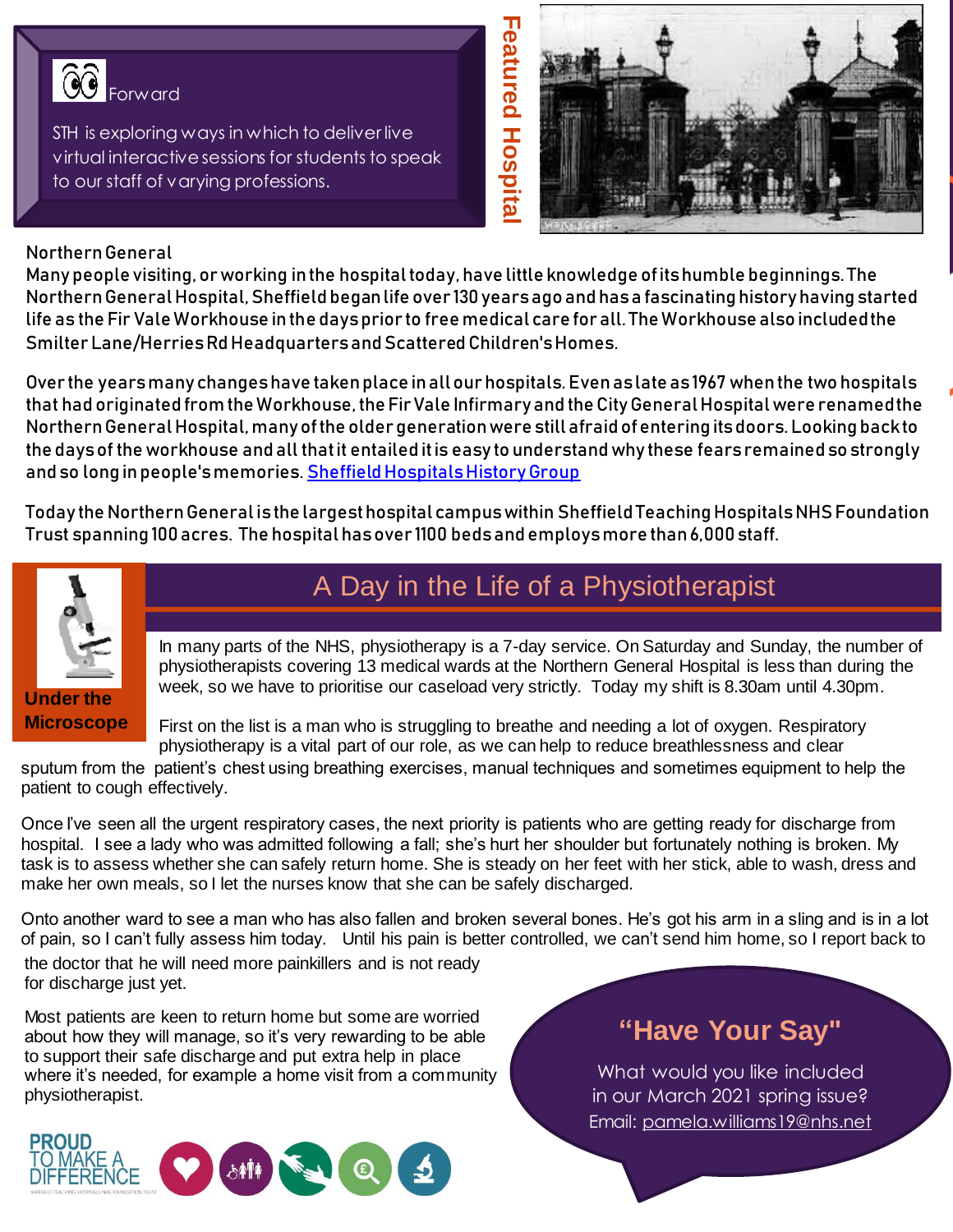## Forward

STH is exploring ways in which to deliver live virtual interactive sessions for students to speak to our staff of varying professions.

## Featured Hospital

### Northern General

Many people visiting, or working in the hospital today, have little knowledge of its humble beginnings. The Northern General Hospital, Sheffield began life over 130 years ago and has a fascinating history having started life as the Fir Vale Workhouse in the days prior to free medical care for all. The Workhouse also included the Smilter Lane/Herries Rd Headquarters and Scattered Children's Homes.

Over the years many changes have taken place in all our hospitals. Even as late as 1967 when the two hospitals that had originated from the Workhouse, the Fir Vale Infirmary and the City General Hospital were renamed the Northern General Hospital, many of the older generation were still afraid of entering its doors. Looking back to the days of the workhouse and all that it entailed it is easy to understand why these fears remained so strongly and so long in people's memories. Sheffield Hospitals History Group

Today the Northern General is the largest hospital campus within Sheffield Teaching Hospitals NHS Foundation Trust spanning 100 acres. The hospital has over 1100 beds and employs more than 6,000 staff.

## Under the Microscope

## A Day in the Life of a Physiotherapist

In many parts of the NHS, physiotherapy is a 7-day service. On Saturday and Sunday, the number of physiotherapists covering 13 medical wards at the Northern General Hospital is less than during the week, so we have to prioritise our caseload very strictly. Today my shift is 8.30am until 4.30pm.

First on the list is a man who is struggling to breathe and needing a lot of oxygen. Respiratory physiotherapy is a vital part of our role, as we can help to reduce breathlessness and clear sputum from the patient's chest using breathing exercises, manual techniques and sometimes equipment to help the patient to cough effectively.

Once I've seen all the urgent respiratory cases, the next priority is patients who are getting ready for discharge from hospital. I see a lady who was admitted following a fall; she's hurt her shoulder but fortunately nothing is broken. My task is to assess whether she can safely return home. She is steady on her feet with her stick, able to wash, dress and make her own meals, so I let the nurses know that she can be safely discharged.

Onto another ward to see a man who has also fallen and broken several bones. He's got his arm in a sling and is in a lot of pain, so I can't fully assess him today. Until his pain is better controlled, we can't send him home, so I report back to the doctor that he will need more painkillers and is not ready for discharge just yet.

Most patients are keen to return home but some are worried about how they will manage, so it's very rewarding to be able to support their safe discharge and put extra help in place where it's needed, for example a home visit from a community physiotherapist.

## "Have Your Say"

What would you like included in our March 2021 spring issue?
Email: pamela.williams19@nhs.net

PROUD TO MAKE A DIFFERENCE
SHEFFIELD TEACHING HOSPITALS NHS FOUNDATION TRUST